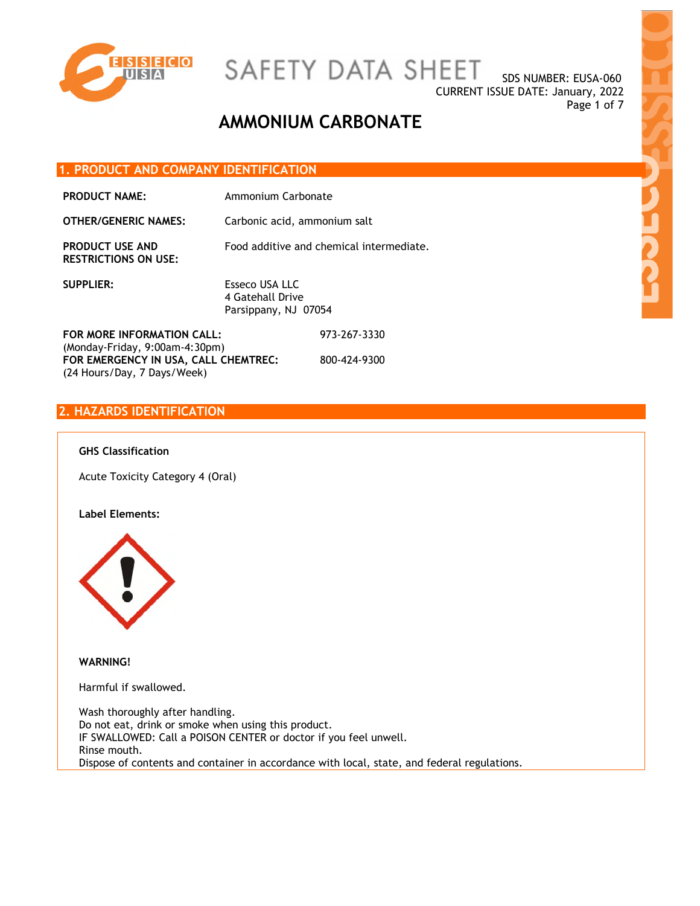# SAFETY DATA SHEET

SDS NUMBER: EUSA-060
CURRENT ISSUE DATE: January, 2022

# AMMONIUM CARBONATE

## 1. PRODUCT AND COMPANY IDENTIFICATION

**PRODUCT NAME:** Ammonium Carbonate

**OTHER/GENERIC NAMES:** Carbonic acid, ammonium salt

**PRODUCT USE AND RESTRICTIONS ON USE:** Food additive and chemical intermediate.

**SUPPLIER:** Esseco USA LLC
4 Gatehall Drive
Parsippany, NJ 07054

**FOR MORE INFORMATION CALL:** 973-267-3330
(Monday-Friday, 9:00am-4:30pm)

**FOR EMERGENCY IN USA, CALL CHEMTREC:** 800-424-9300
(24 Hours/Day, 7 Days/Week)

## 2. HAZARDS IDENTIFICATION

**GHS Classification**

Acute Toxicity Category 4 (Oral)

**Label Elements:**

**WARNING!**

Harmful if swallowed.

Wash thoroughly after handling.
Do not eat, drink or smoke when using this product.
IF SWALLOWED: Call a POISON CENTER or doctor if you feel unwell.
Rinse mouth.
Dispose of contents and container in accordance with local, state, and federal regulations.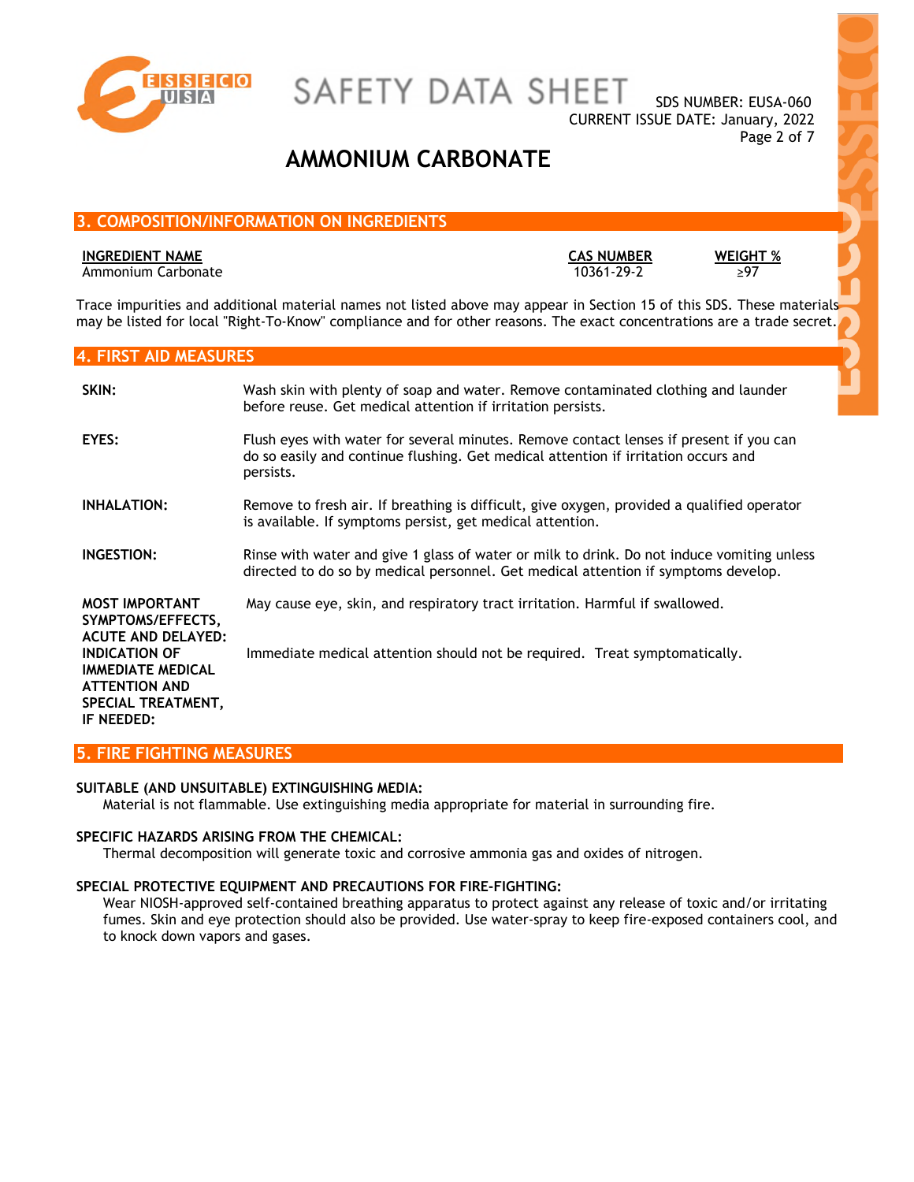## 3. COMPOSITION/INFORMATION ON INGREDIENTS

| INGREDIENT NAME | CAS NUMBER | WEIGHT % |
|---|---|---|
| Ammonium Carbonate | 10361-29-2 | ≥97 |

Trace impurities and additional material names not listed above may appear in Section 15 of this SDS. These materials may be listed for local "Right-To-Know" compliance and for other reasons. The exact concentrations are a trade secret.

## 4. FIRST AID MEASURES

**SKIN:** Wash skin with plenty of soap and water. Remove contaminated clothing and launder before reuse. Get medical attention if irritation persists.

**EYES:** Flush eyes with water for several minutes. Remove contact lenses if present if you can do so easily and continue flushing. Get medical attention if irritation occurs and persists.

**INHALATION:** Remove to fresh air. If breathing is difficult, give oxygen, provided a qualified operator is available. If symptoms persist, get medical attention.

**INGESTION:** Rinse with water and give 1 glass of water or milk to drink. Do not induce vomiting unless directed to do so by medical personnel. Get medical attention if symptoms develop.

**MOST IMPORTANT SYMPTOMS/EFFECTS, ACUTE AND DELAYED:** May cause eye, skin, and respiratory tract irritation. Harmful if swallowed.

**INDICATION OF IMMEDIATE MEDICAL ATTENTION AND SPECIAL TREATMENT, IF NEEDED:** Immediate medical attention should not be required. Treat symptomatically.

## 5. FIRE FIGHTING MEASURES

**SUITABLE (AND UNSUITABLE) EXTINGUISHING MEDIA:**
Material is not flammable. Use extinguishing media appropriate for material in surrounding fire.

**SPECIFIC HAZARDS ARISING FROM THE CHEMICAL:**
Thermal decomposition will generate toxic and corrosive ammonia gas and oxides of nitrogen.

**SPECIAL PROTECTIVE EQUIPMENT AND PRECAUTIONS FOR FIRE-FIGHTING:**
Wear NIOSH-approved self-contained breathing apparatus to protect against any release of toxic and/or irritating fumes. Skin and eye protection should also be provided. Use water-spray to keep fire-exposed containers cool, and to knock down vapors and gases.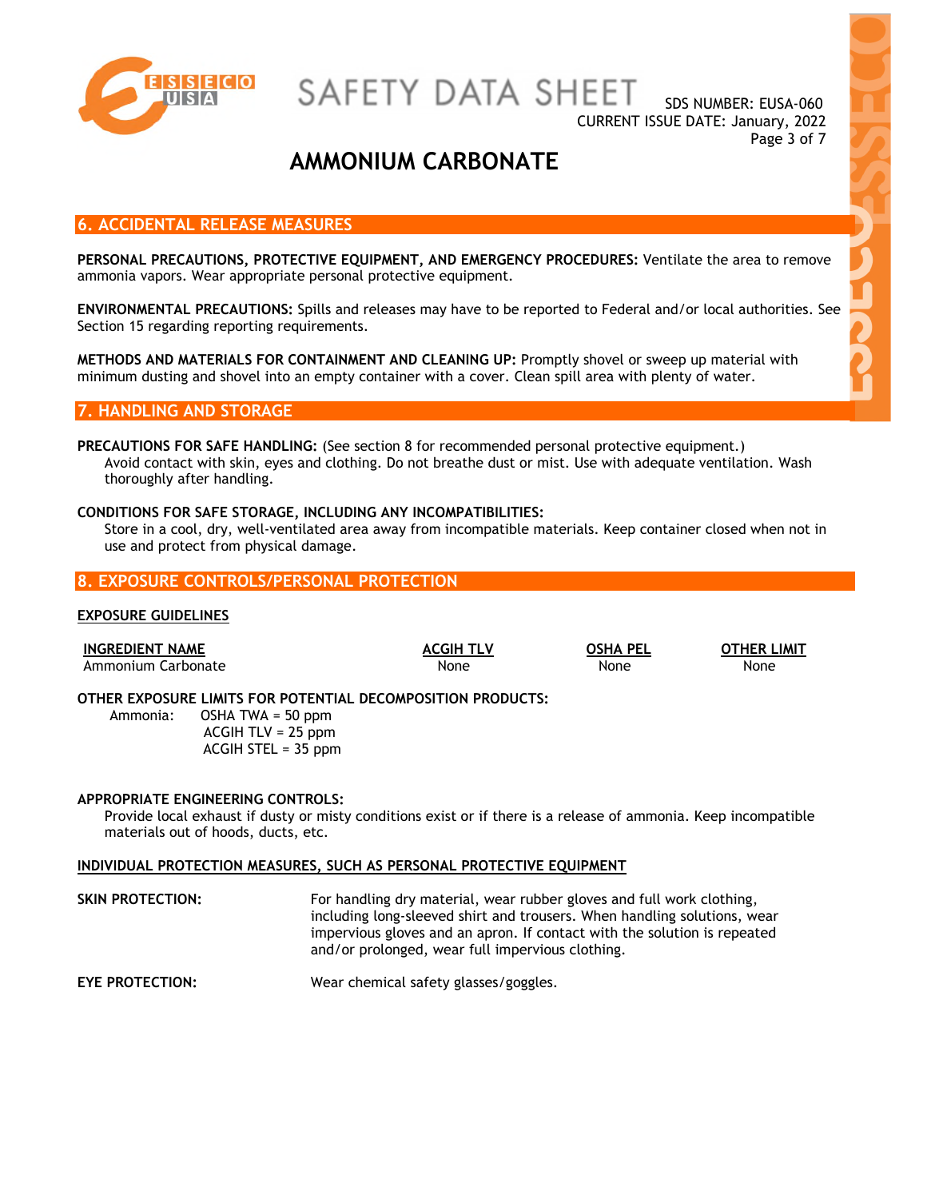# AMMONIUM CARBONATE

## 6. ACCIDENTAL RELEASE MEASURES

**PERSONAL PRECAUTIONS, PROTECTIVE EQUIPMENT, AND EMERGENCY PROCEDURES:** Ventilate the area to remove ammonia vapors. Wear appropriate personal protective equipment.

**ENVIRONMENTAL PRECAUTIONS:** Spills and releases may have to be reported to Federal and/or local authorities. See Section 15 regarding reporting requirements.

**METHODS AND MATERIALS FOR CONTAINMENT AND CLEANING UP:** Promptly shovel or sweep up material with minimum dusting and shovel into an empty container with a cover. Clean spill area with plenty of water.

## 7. HANDLING AND STORAGE

**PRECAUTIONS FOR SAFE HANDLING:** (See section 8 for recommended personal protective equipment.)
Avoid contact with skin, eyes and clothing. Do not breathe dust or mist. Use with adequate ventilation. Wash thoroughly after handling.

**CONDITIONS FOR SAFE STORAGE, INCLUDING ANY INCOMPATIBILITIES:**
Store in a cool, dry, well-ventilated area away from incompatible materials. Keep container closed when not in use and protect from physical damage.

## 8. EXPOSURE CONTROLS/PERSONAL PROTECTION

**EXPOSURE GUIDELINES**

| INGREDIENT NAME | ACGIH TLV | OSHA PEL | OTHER LIMIT |
|---|---|---|---|
| Ammonium Carbonate | None | None | None |

**OTHER EXPOSURE LIMITS FOR POTENTIAL DECOMPOSITION PRODUCTS:**

Ammonia: OSHA TWA = 50 ppm
ACGIH TLV = 25 ppm
ACGIH STEL = 35 ppm

**APPROPRIATE ENGINEERING CONTROLS:**
Provide local exhaust if dusty or misty conditions exist or if there is a release of ammonia. Keep incompatible materials out of hoods, ducts, etc.

**INDIVIDUAL PROTECTION MEASURES, SUCH AS PERSONAL PROTECTIVE EQUIPMENT**

**SKIN PROTECTION:** For handling dry material, wear rubber gloves and full work clothing, including long-sleeved shirt and trousers. When handling solutions, wear impervious gloves and an apron. If contact with the solution is repeated and/or prolonged, wear full impervious clothing.

**EYE PROTECTION:** Wear chemical safety glasses/goggles.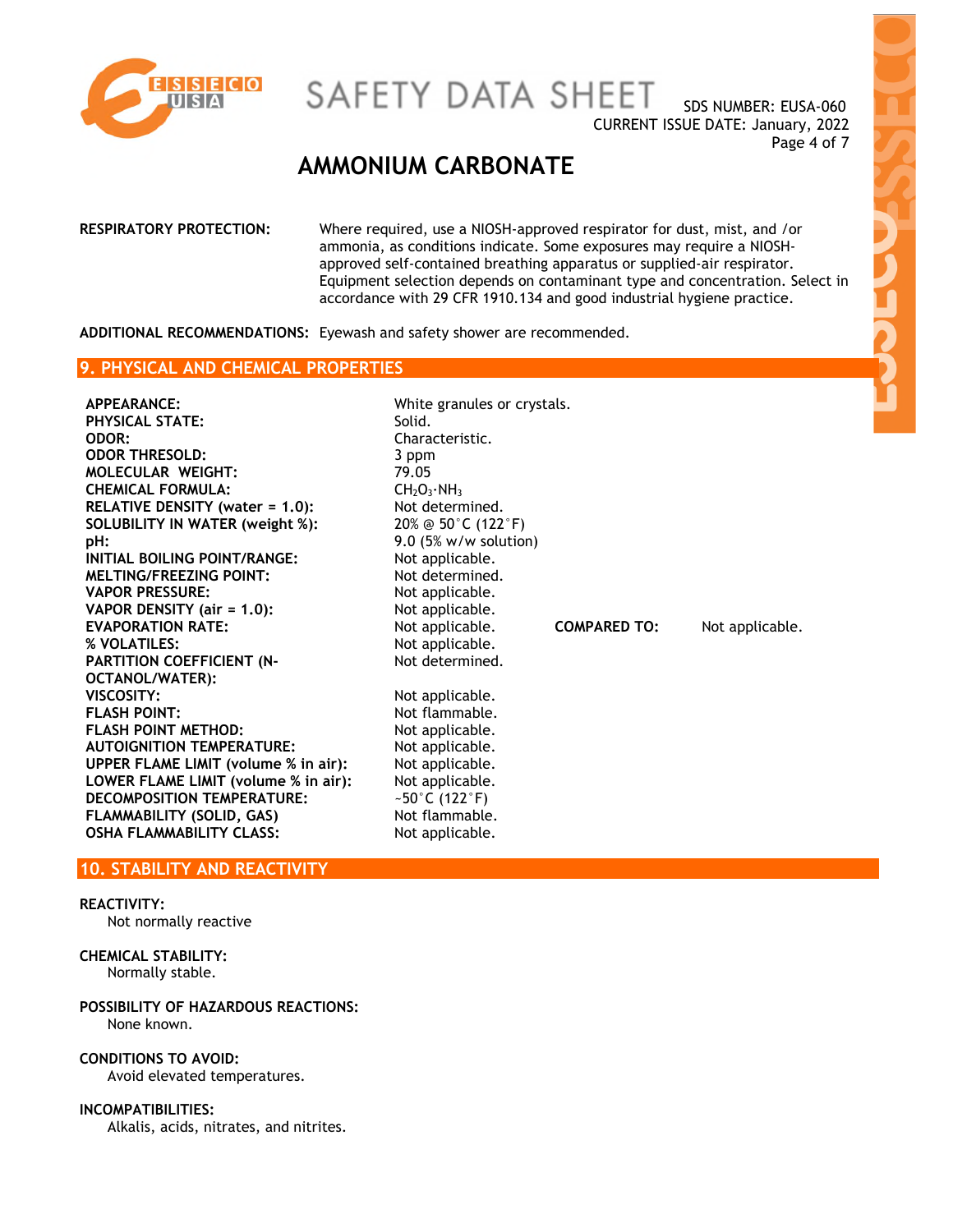**RESPIRATORY PROTECTION:** Where required, use a NIOSH-approved respirator for dust, mist, and /or ammonia, as conditions indicate. Some exposures may require a NIOSH-approved self-contained breathing apparatus or supplied-air respirator. Equipment selection depends on contaminant type and concentration. Select in accordance with 29 CFR 1910.134 and good industrial hygiene practice.

**ADDITIONAL RECOMMENDATIONS:** Eyewash and safety shower are recommended.

## 9. PHYSICAL AND CHEMICAL PROPERTIES

| | | | |
|---|---|---|---|
| **APPEARANCE:** | White granules or crystals. | | |
| **PHYSICAL STATE:** | Solid. | | |
| **ODOR:** | Characteristic. | | |
| **ODOR THRESOLD:** | 3 ppm | | |
| **MOLECULAR WEIGHT:** | 79.05 | | |
| **CHEMICAL FORMULA:** | $CH_2O_3 \cdot NH_3$ | | |
| **RELATIVE DENSITY (water = 1.0):** | Not determined. | | |
| **SOLUBILITY IN WATER (weight %):** | 20% @ 50°C (122°F) | | |
| **pH:** | 9.0 (5% w/w solution) | | |
| **INITIAL BOILING POINT/RANGE:** | Not applicable. | | |
| **MELTING/FREEZING POINT:** | Not determined. | | |
| **VAPOR PRESSURE:** | Not applicable. | | |
| **VAPOR DENSITY (air = 1.0):** | Not applicable. | | |
| **EVAPORATION RATE:** | Not applicable. | **COMPARED TO:** | Not applicable. |
| **% VOLATILES:** | Not applicable. | | |
| **PARTITION COEFFICIENT (N-OCTANOL/WATER):** | Not determined. | | |
| **VISCOSITY:** | Not applicable. | | |
| **FLASH POINT:** | Not flammable. | | |
| **FLASH POINT METHOD:** | Not applicable. | | |
| **AUTOIGNITION TEMPERATURE:** | Not applicable. | | |
| **UPPER FLAME LIMIT (volume % in air):** | Not applicable. | | |
| **LOWER FLAME LIMIT (volume % in air):** | Not applicable. | | |
| **DECOMPOSITION TEMPERATURE:** | ~50°C (122°F) | | |
| **FLAMMABILITY (SOLID, GAS)** | Not flammable. | | |
| **OSHA FLAMMABILITY CLASS:** | Not applicable. | | |

## 10. STABILITY AND REACTIVITY

**REACTIVITY:**
Not normally reactive

**CHEMICAL STABILITY:**
Normally stable.

**POSSIBILITY OF HAZARDOUS REACTIONS:**
None known.

**CONDITIONS TO AVOID:**
Avoid elevated temperatures.

**INCOMPATIBILITIES:**
Alkalis, acids, nitrates, and nitrites.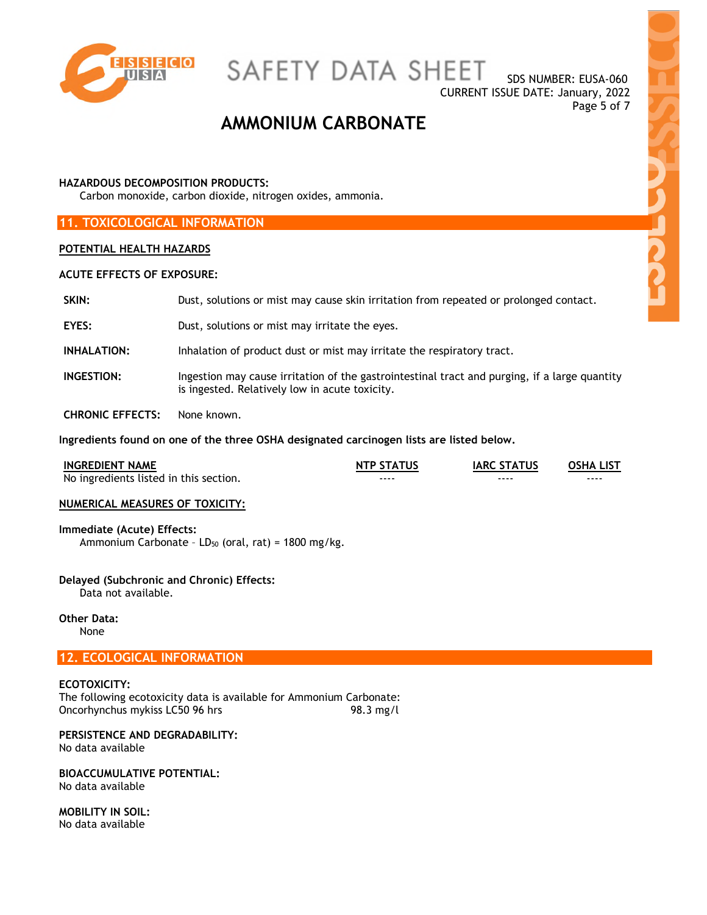**HAZARDOUS DECOMPOSITION PRODUCTS:**
Carbon monoxide, carbon dioxide, nitrogen oxides, ammonia.

## 11. TOXICOLOGICAL INFORMATION

**POTENTIAL HEALTH HAZARDS**

**ACUTE EFFECTS OF EXPOSURE:**

**SKIN:** Dust, solutions or mist may cause skin irritation from repeated or prolonged contact.

**EYES:** Dust, solutions or mist may irritate the eyes.

**INHALATION:** Inhalation of product dust or mist may irritate the respiratory tract.

**INGESTION:** Ingestion may cause irritation of the gastrointestinal tract and purging, if a large quantity is ingested. Relatively low in acute toxicity.

**CHRONIC EFFECTS:** None known.

**Ingredients found on one of the three OSHA designated carcinogen lists are listed below.**

| INGREDIENT NAME | NTP STATUS | IARC STATUS | OSHA LIST |
|---|---|---|---|
| No ingredients listed in this section. | ---- | ---- | ---- |

**NUMERICAL MEASURES OF TOXICITY:**

**Immediate (Acute) Effects:**
Ammonium Carbonate – $LD_{50}$ (oral, rat) = 1800 mg/kg.

**Delayed (Subchronic and Chronic) Effects:**
Data not available.

**Other Data:**
None

## 12. ECOLOGICAL INFORMATION

**ECOTOXICITY:**
The following ecotoxicity data is available for Ammonium Carbonate:

| | |
|---|---|
| Oncorhynchus mykiss LC50 96 hrs | 98.3 mg/l |

**PERSISTENCE AND DEGRADABILITY:**
No data available

**BIOACCUMULATIVE POTENTIAL:**
No data available

**MOBILITY IN SOIL:**
No data available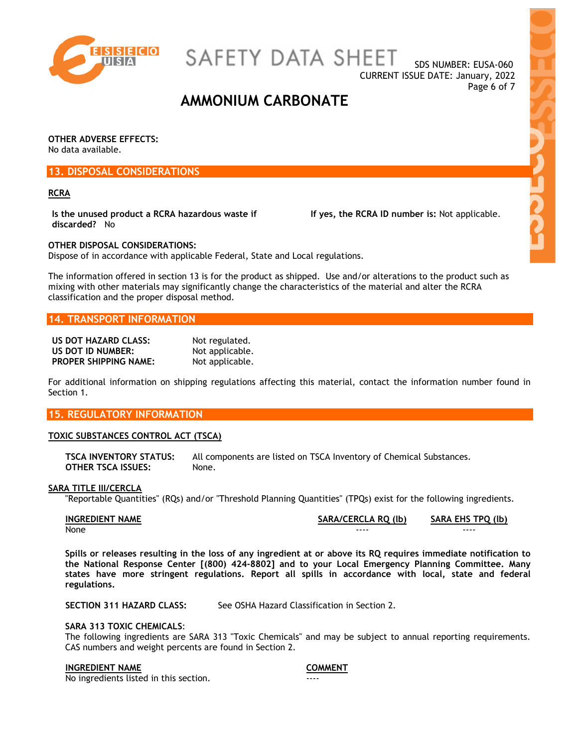**OTHER ADVERSE EFFECTS:**
No data available.

## 13. DISPOSAL CONSIDERATIONS

**RCRA**

| | |
|---|---|
| **Is the unused product a RCRA hazardous waste if discarded?** No | **If yes, the RCRA ID number is:** Not applicable. |

**OTHER DISPOSAL CONSIDERATIONS:**
Dispose of in accordance with applicable Federal, State and Local regulations.

The information offered in section 13 is for the product as shipped. Use and/or alterations to the product such as mixing with other materials may significantly change the characteristics of the material and alter the RCRA classification and the proper disposal method.

## 14. TRANSPORT INFORMATION

| | |
|---|---|
| **US DOT HAZARD CLASS:** | Not regulated. |
| **US DOT ID NUMBER:** | Not applicable. |
| **PROPER SHIPPING NAME:** | Not applicable. |

For additional information on shipping regulations affecting this material, contact the information number found in Section 1.

## 15. REGULATORY INFORMATION

**TOXIC SUBSTANCES CONTROL ACT (TSCA)**

| | |
|---|---|
| **TSCA INVENTORY STATUS:** | All components are listed on TSCA Inventory of Chemical Substances. |
| **OTHER TSCA ISSUES:** | None. |

**SARA TITLE III/CERCLA**

"Reportable Quantities" (RQs) and/or "Threshold Planning Quantities" (TPQs) exist for the following ingredients.

| INGREDIENT NAME | SARA/CERCLA RQ (lb) | SARA EHS TPQ (lb) |
|---|---|---|
| None | ---- | ---- |

**Spills or releases resulting in the loss of any ingredient at or above its RQ requires immediate notification to the National Response Center [(800) 424-8802] and to your Local Emergency Planning Committee. Many states have more stringent regulations. Report all spills in accordance with local, state and federal regulations.**

**SECTION 311 HAZARD CLASS:** See OSHA Hazard Classification in Section 2.

**SARA 313 TOXIC CHEMICALS**:
The following ingredients are SARA 313 "Toxic Chemicals" and may be subject to annual reporting requirements. CAS numbers and weight percents are found in Section 2.

| INGREDIENT NAME | COMMENT |
|---|---|
| No ingredients listed in this section. | ---- |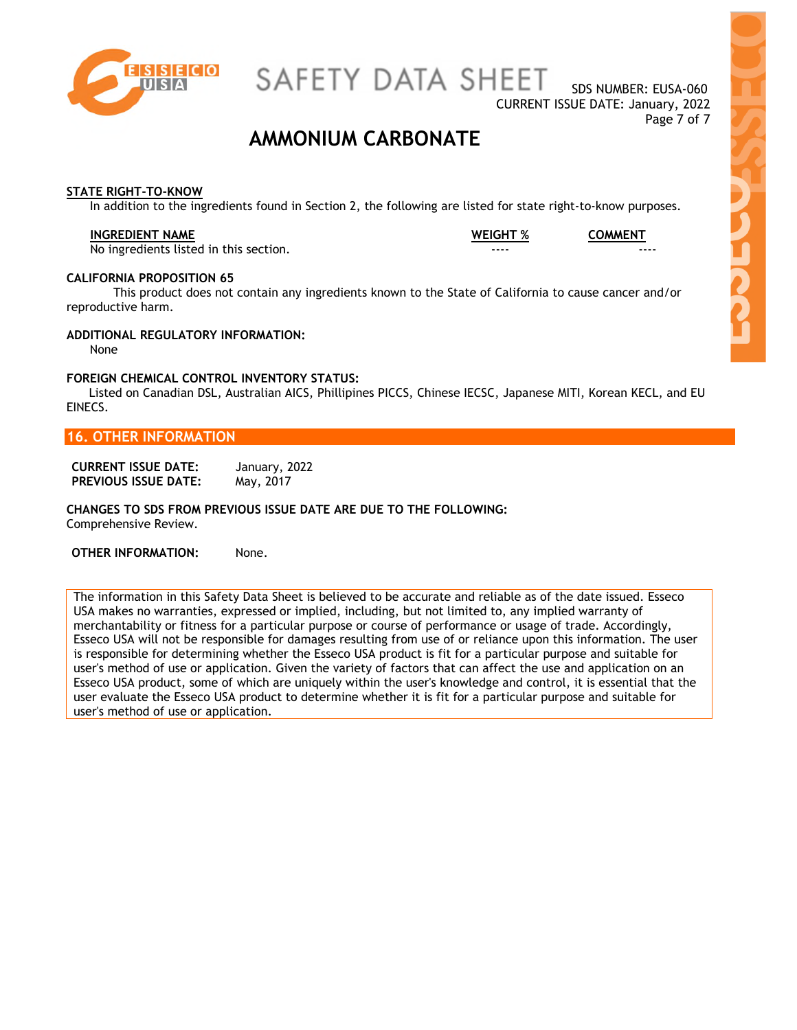**STATE RIGHT-TO-KNOW**

In addition to the ingredients found in Section 2, the following are listed for state right-to-know purposes.

| INGREDIENT NAME | WEIGHT % | COMMENT |
|---|---|---|
| No ingredients listed in this section. | ---- | ---- |

**CALIFORNIA PROPOSITION 65**

This product does not contain any ingredients known to the State of California to cause cancer and/or reproductive harm.

**ADDITIONAL REGULATORY INFORMATION:**

None

**FOREIGN CHEMICAL CONTROL INVENTORY STATUS:**

Listed on Canadian DSL, Australian AICS, Phillipines PICCS, Chinese IECSC, Japanese MITI, Korean KECL, and EU EINECS.

## 16. OTHER INFORMATION

**CURRENT ISSUE DATE:** January, 2022
**PREVIOUS ISSUE DATE:** May, 2017

**CHANGES TO SDS FROM PREVIOUS ISSUE DATE ARE DUE TO THE FOLLOWING:**
Comprehensive Review.

**OTHER INFORMATION:** None.

The information in this Safety Data Sheet is believed to be accurate and reliable as of the date issued. Esseco USA makes no warranties, expressed or implied, including, but not limited to, any implied warranty of merchantability or fitness for a particular purpose or course of performance or usage of trade. Accordingly, Esseco USA will not be responsible for damages resulting from use of or reliance upon this information. The user is responsible for determining whether the Esseco USA product is fit for a particular purpose and suitable for user's method of use or application. Given the variety of factors that can affect the use and application on an Esseco USA product, some of which are uniquely within the user's knowledge and control, it is essential that the user evaluate the Esseco USA product to determine whether it is fit for a particular purpose and suitable for user's method of use or application.